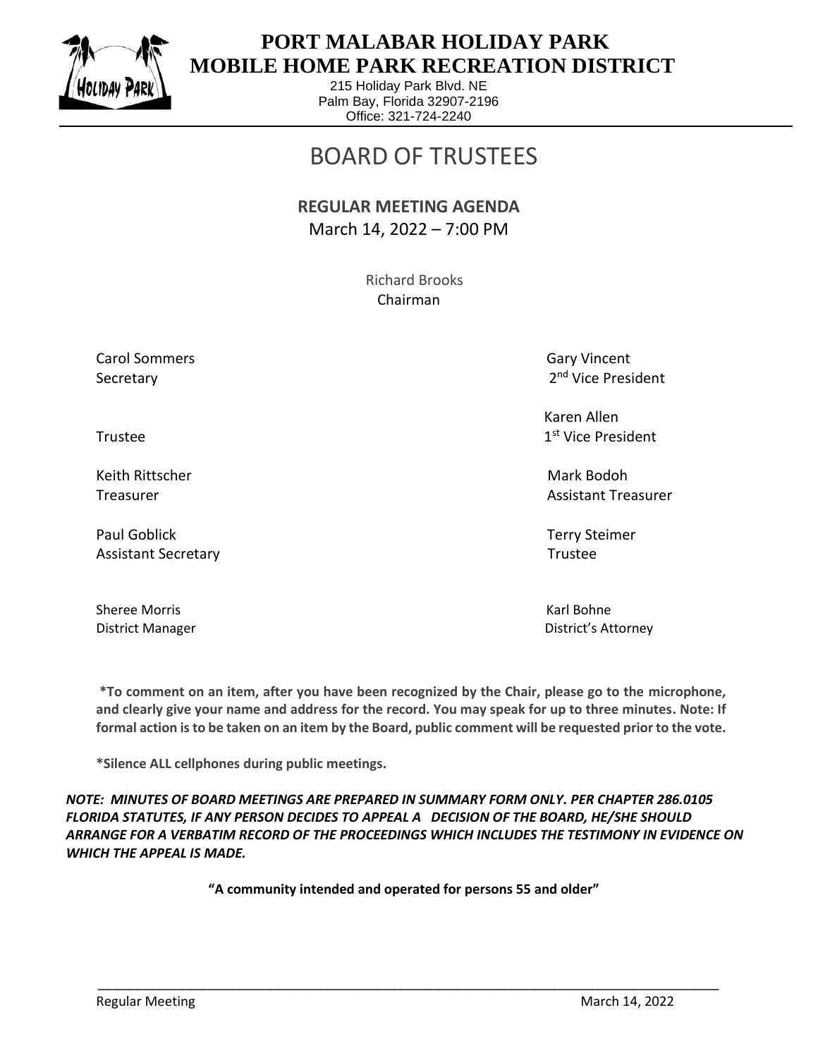# PORT MALABAR HOLIDAY PARK
# MOBILE HOME PARK RECREATION DISTRICT

215 Holiday Park Blvd. NE
Palm Bay, Florida 32907-2196
Office: 321-724-2240

## BOARD OF TRUSTEES

### REGULAR MEETING AGENDA

March 14, 2022 – 7:00 PM

Richard Brooks
Chairman

Carol Sommers
Secretary

Gary Vincent
2nd Vice President

Trustee

Karen Allen
1st Vice President

Keith Rittscher
Treasurer

Mark Bodoh
Assistant Treasurer

Paul Goblick
Assistant Secretary

Terry Steimer
Trustee

Sheree Morris
District Manager

Karl Bohne
District's Attorney

**\*To comment on an item, after you have been recognized by the Chair, please go to the microphone, and clearly give your name and address for the record. You may speak for up to three minutes. Note: If formal action is to be taken on an item by the Board, public comment will be requested prior to the vote.**

**\*Silence ALL cellphones during public meetings.**

***NOTE: MINUTES OF BOARD MEETINGS ARE PREPARED IN SUMMARY FORM ONLY. PER CHAPTER 286.0105 FLORIDA STATUTES, IF ANY PERSON DECIDES TO APPEAL A DECISION OF THE BOARD, HE/SHE SHOULD ARRANGE FOR A VERBATIM RECORD OF THE PROCEEDINGS WHICH INCLUDES THE TESTIMONY IN EVIDENCE ON WHICH THE APPEAL IS MADE.***

**"A community intended and operated for persons 55 and older"**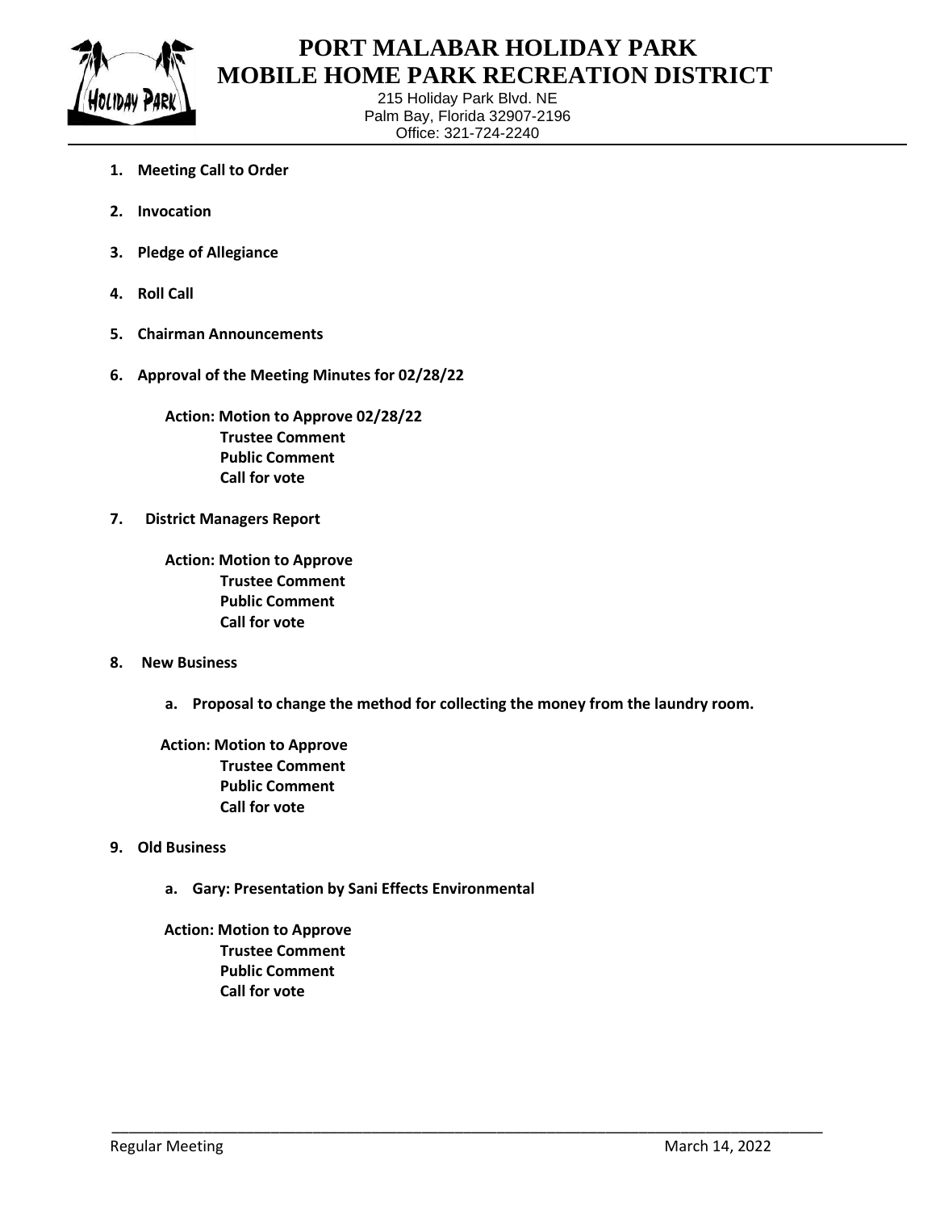# PORT MALABAR HOLIDAY PARK
# MOBILE HOME PARK RECREATION DISTRICT

215 Holiday Park Blvd. NE
Palm Bay, Florida 32907-2196
Office: 321-724-2240

1. **Meeting Call to Order**

2. **Invocation**

3. **Pledge of Allegiance**

4. **Roll Call**

5. **Chairman Announcements**

6. **Approval of the Meeting Minutes for 02/28/22**

   **Action: Motion to Approve 02/28/22**
   - **Trustee Comment**
   - **Public Comment**
   - **Call for vote**

7. **District Managers Report**

   **Action: Motion to Approve**
   - **Trustee Comment**
   - **Public Comment**
   - **Call for vote**

8. **New Business**

   a. **Proposal to change the method for collecting the money from the laundry room.**

   **Action: Motion to Approve**
   - **Trustee Comment**
   - **Public Comment**
   - **Call for vote**

9. **Old Business**

   a. **Gary: Presentation by Sani Effects Environmental**

   **Action: Motion to Approve**
   - **Trustee Comment**
   - **Public Comment**
   - **Call for vote**

Regular Meeting — March 14, 2022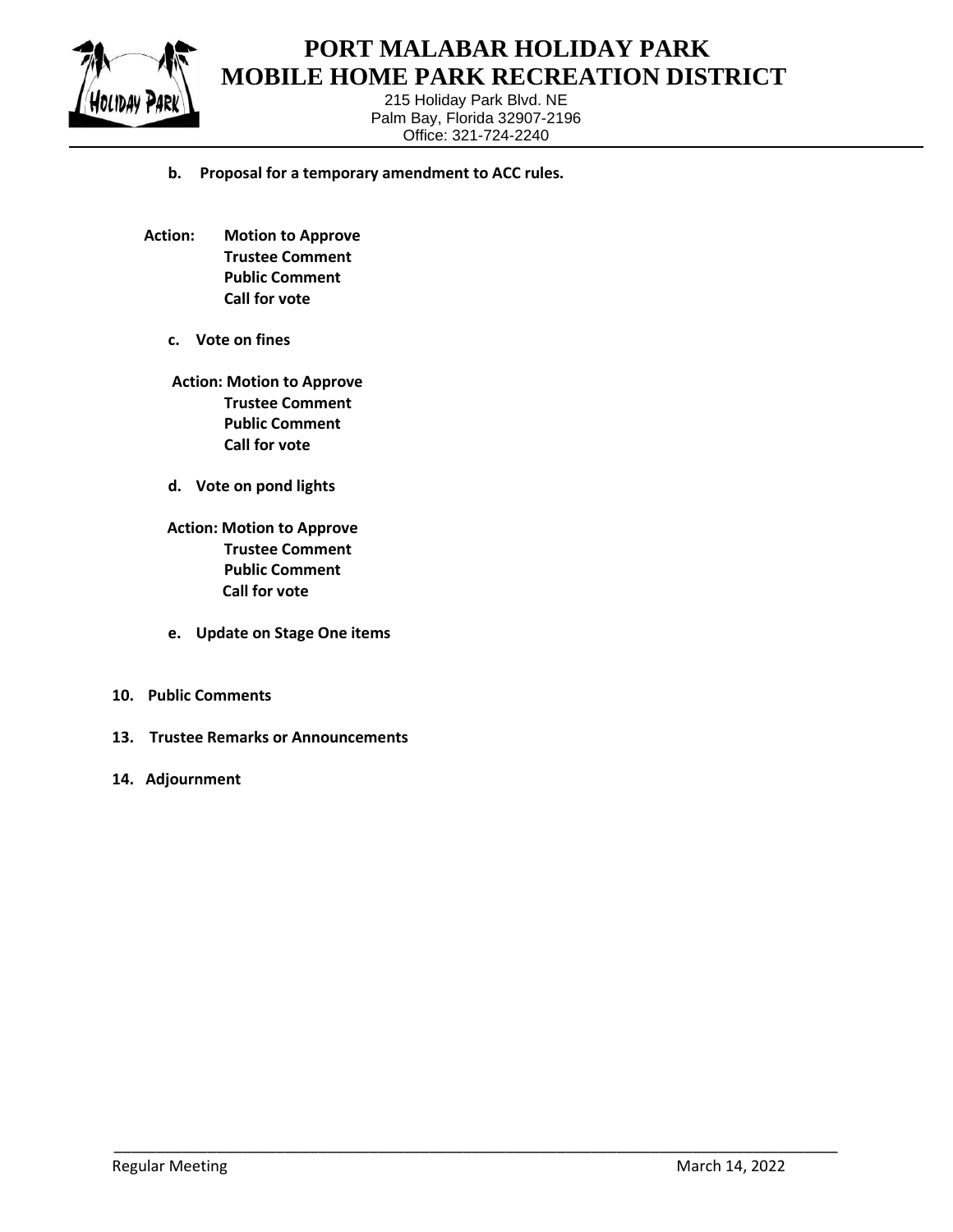**b. Proposal for a temporary amendment to ACC rules.**

**Action: Motion to Approve**
**Trustee Comment**
**Public Comment**
**Call for vote**

**c. Vote on fines**

**Action: Motion to Approve**
**Trustee Comment**
**Public Comment**
**Call for vote**

**d. Vote on pond lights**

**Action: Motion to Approve**
**Trustee Comment**
**Public Comment**
**Call for vote**

**e. Update on Stage One items**

**10. Public Comments**

**13. Trustee Remarks or Announcements**

**14. Adjournment**